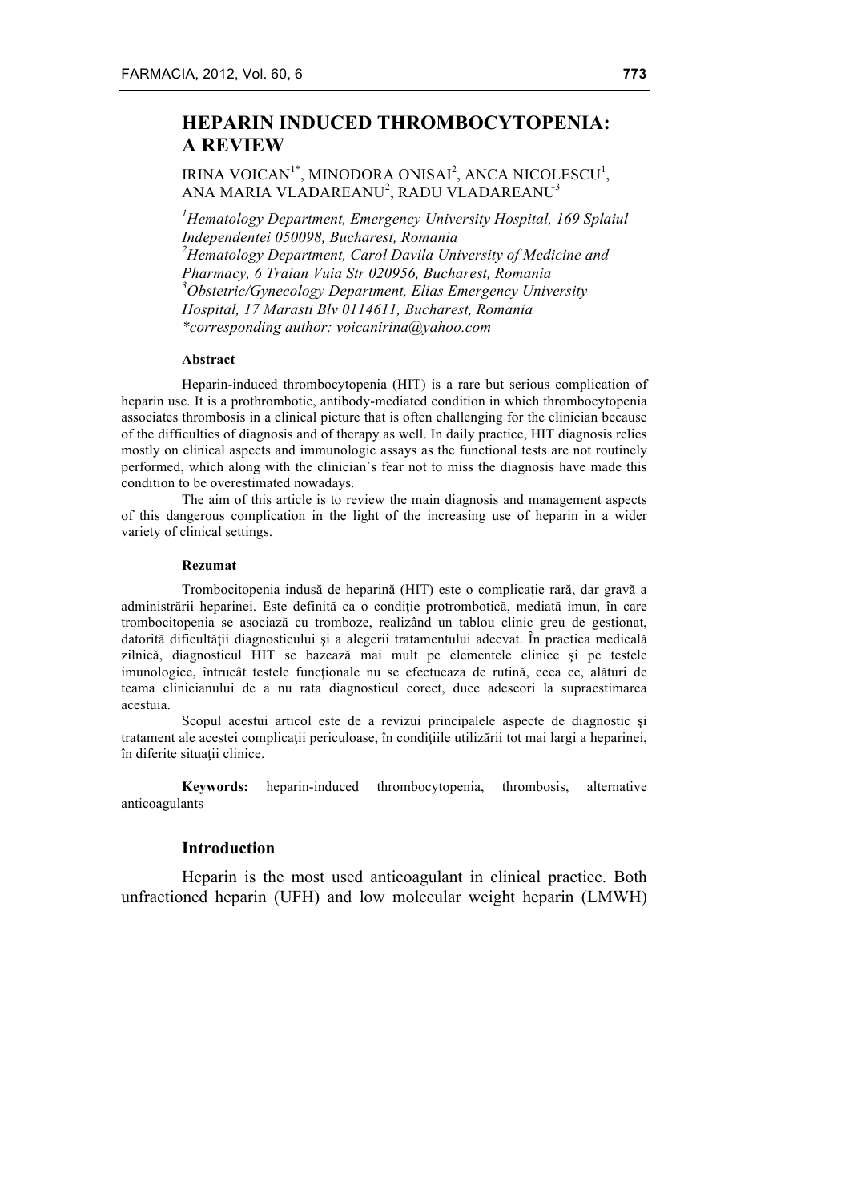# HEPARIN INDUCED THROMBOCYTOPENIA: A REVIEW

IRINA VOICAN[1*], MINODORA ONISAI[2], ANCA NICOLESCU[1], ANA MARIA VLADAREANU[2], RADU VLADAREANU[3]

*[1]Hematology Department, Emergency University Hospital, 169 Splaiul Independentei 050098, Bucharest, Romania*
*[2]Hematology Department, Carol Davila University of Medicine and Pharmacy, 6 Traian Vuia Str 020956, Bucharest, Romania*
*[3]Obstetric/Gynecology Department, Elias Emergency University Hospital, 17 Marasti Blv 0114611, Bucharest, Romania*
*\*corresponding author: voicanirina@yahoo.com*

#### Abstract

Heparin-induced thrombocytopenia (HIT) is a rare but serious complication of heparin use. It is a prothrombotic, antibody-mediated condition in which thrombocytopenia associates thrombosis in a clinical picture that is often challenging for the clinician because of the difficulties of diagnosis and of therapy as well. In daily practice, HIT diagnosis relies mostly on clinical aspects and immunologic assays as the functional tests are not routinely performed, which along with the clinician`s fear not to miss the diagnosis have made this condition to be overestimated nowadays.

The aim of this article is to review the main diagnosis and management aspects of this dangerous complication in the light of the increasing use of heparin in a wider variety of clinical settings.

#### Rezumat

Trombocitopenia indusă de heparină (HIT) este o complicaţie rară, dar gravă a administrării heparinei. Este definită ca o condiţie protrombotică, mediată imun, în care trombocitopenia se asociază cu tromboze, realizând un tablou clinic greu de gestionat, datorită dificultăţii diagnosticului şi a alegerii tratamentului adecvat. În practica medicală zilnică, diagnosticul HIT se bazează mai mult pe elementele clinice şi pe testele imunologice, întrucât testele funcţionale nu se efectueaza de rutină, ceea ce, alături de teama clinicianului de a nu rata diagnosticul corect, duce adeseori la supraestimarea acestuia.

Scopul acestui articol este de a revizui principalele aspecte de diagnostic şi tratament ale acestei complicaţii periculoase, în condiţiile utilizării tot mai largi a heparinei, în diferite situaţii clinice.

**Keywords:** heparin-induced thrombocytopenia, thrombosis, alternative anticoagulants

## Introduction

Heparin is the most used anticoagulant in clinical practice. Both unfractioned heparin (UFH) and low molecular weight heparin (LMWH)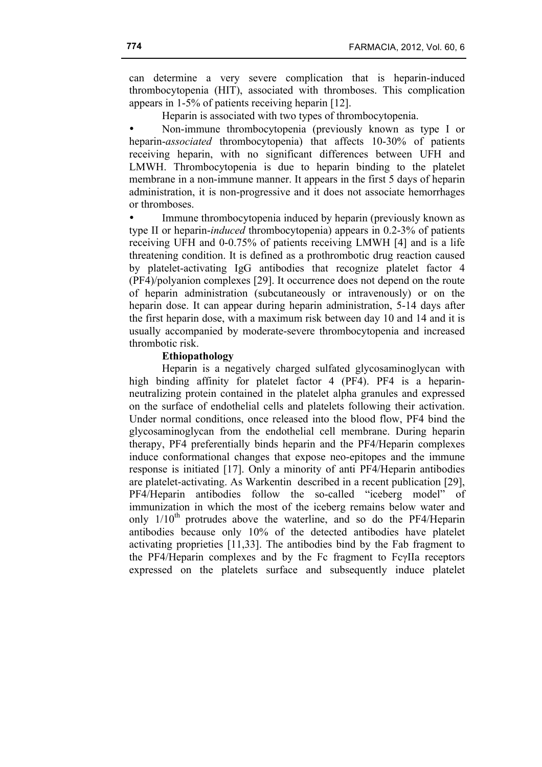can determine a very severe complication that is heparin-induced thrombocytopenia (HIT), associated with thromboses. This complication appears in 1-5% of patients receiving heparin [12].

Heparin is associated with two types of thrombocytopenia.

- Non-immune thrombocytopenia (previously known as type I or heparin-*associated* thrombocytopenia) that affects 10-30% of patients receiving heparin, with no significant differences between UFH and LMWH. Thrombocytopenia is due to heparin binding to the platelet membrane in a non-immune manner. It appears in the first 5 days of heparin administration, it is non-progressive and it does not associate hemorrhages or thromboses.
- Immune thrombocytopenia induced by heparin (previously known as type II or heparin-*induced* thrombocytopenia) appears in 0.2-3% of patients receiving UFH and 0-0.75% of patients receiving LMWH [4] and is a life threatening condition. It is defined as a prothrombotic drug reaction caused by platelet-activating IgG antibodies that recognize platelet factor 4 (PF4)/polyanion complexes [29]. It occurrence does not depend on the route of heparin administration (subcutaneously or intravenously) or on the heparin dose. It can appear during heparin administration, 5-14 days after the first heparin dose, with a maximum risk between day 10 and 14 and it is usually accompanied by moderate-severe thrombocytopenia and increased thrombotic risk.

**Ethiopathology**

Heparin is a negatively charged sulfated glycosaminoglycan with high binding affinity for platelet factor 4 (PF4). PF4 is a heparin-neutralizing protein contained in the platelet alpha granules and expressed on the surface of endothelial cells and platelets following their activation. Under normal conditions, once released into the blood flow, PF4 bind the glycosaminoglycan from the endothelial cell membrane. During heparin therapy, PF4 preferentially binds heparin and the PF4/Heparin complexes induce conformational changes that expose neo-epitopes and the immune response is initiated [17]. Only a minority of anti PF4/Heparin antibodies are platelet-activating. As Warkentin described in a recent publication [29], PF4/Heparin antibodies follow the so-called "iceberg model" of immunization in which the most of the iceberg remains below water and only $1/10^{th}$ protrudes above the waterline, and so do the PF4/Heparin antibodies because only 10% of the detected antibodies have platelet activating proprieties [11,33]. The antibodies bind by the Fab fragment to the PF4/Heparin complexes and by the Fc fragment to FcγIIa receptors expressed on the platelets surface and subsequently induce platelet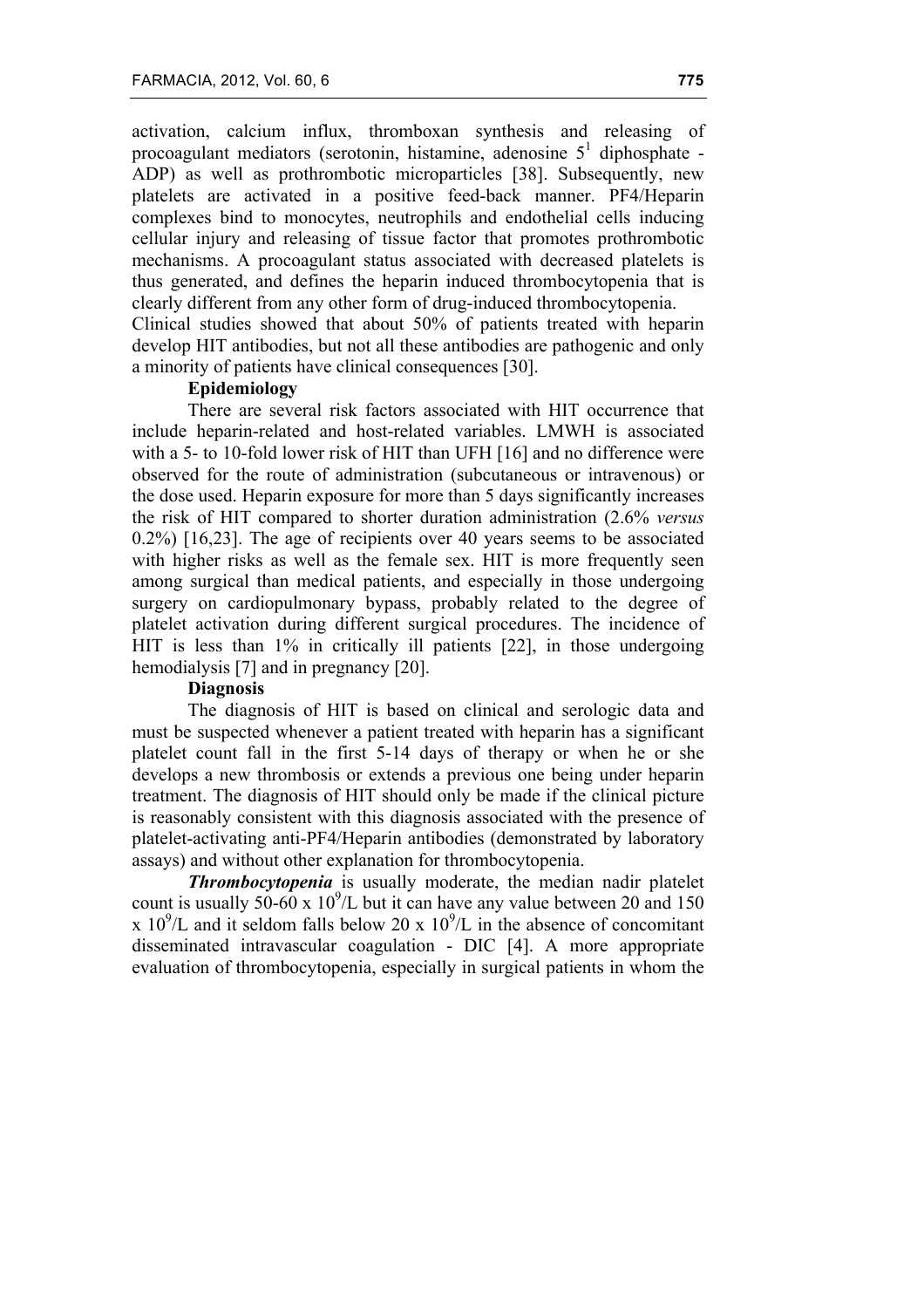activation, calcium influx, thromboxan synthesis and releasing of procoagulant mediators (serotonin, histamine, adenosine $5^1$ diphosphate - ADP) as well as prothrombotic microparticles [38]. Subsequently, new platelets are activated in a positive feed-back manner. PF4/Heparin complexes bind to monocytes, neutrophils and endothelial cells inducing cellular injury and releasing of tissue factor that promotes prothrombotic mechanisms. A procoagulant status associated with decreased platelets is thus generated, and defines the heparin induced thrombocytopenia that is clearly different from any other form of drug-induced thrombocytopenia.

Clinical studies showed that about 50% of patients treated with heparin develop HIT antibodies, but not all these antibodies are pathogenic and only a minority of patients have clinical consequences [30].

**Epidemiology**

There are several risk factors associated with HIT occurrence that include heparin-related and host-related variables. LMWH is associated with a 5- to 10-fold lower risk of HIT than UFH [16] and no difference were observed for the route of administration (subcutaneous or intravenous) or the dose used. Heparin exposure for more than 5 days significantly increases the risk of HIT compared to shorter duration administration (2.6% *versus* 0.2%) [16,23]. The age of recipients over 40 years seems to be associated with higher risks as well as the female sex. HIT is more frequently seen among surgical than medical patients, and especially in those undergoing surgery on cardiopulmonary bypass, probably related to the degree of platelet activation during different surgical procedures. The incidence of HIT is less than 1% in critically ill patients [22], in those undergoing hemodialysis [7] and in pregnancy [20].

**Diagnosis**

The diagnosis of HIT is based on clinical and serologic data and must be suspected whenever a patient treated with heparin has a significant platelet count fall in the first 5-14 days of therapy or when he or she develops a new thrombosis or extends a previous one being under heparin treatment. The diagnosis of HIT should only be made if the clinical picture is reasonably consistent with this diagnosis associated with the presence of platelet-activating anti-PF4/Heparin antibodies (demonstrated by laboratory assays) and without other explanation for thrombocytopenia.

***Thrombocytopenia*** is usually moderate, the median nadir platelet count is usually 50-60 x $10^9$/L but it can have any value between 20 and 150 x $10^9$/L and it seldom falls below 20 x $10^9$/L in the absence of concomitant disseminated intravascular coagulation - DIC [4]. A more appropriate evaluation of thrombocytopenia, especially in surgical patients in whom the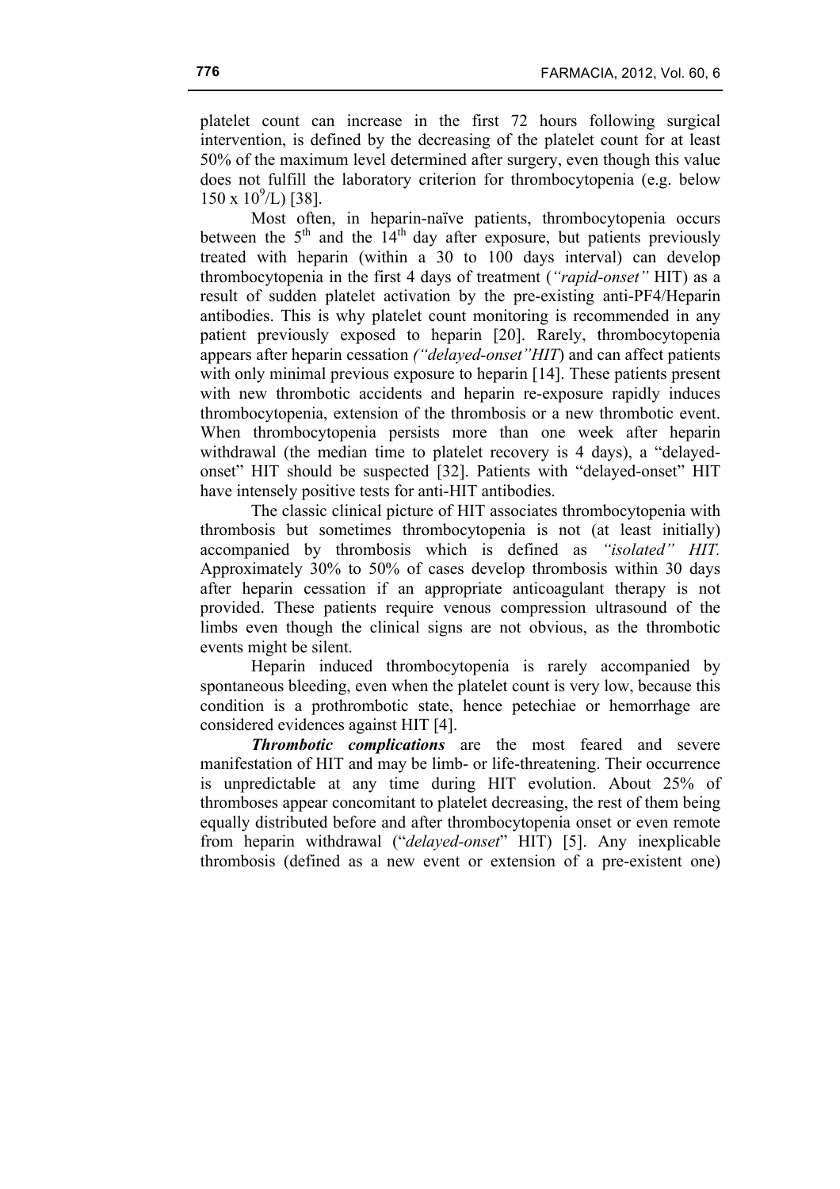platelet count can increase in the first 72 hours following surgical intervention, is defined by the decreasing of the platelet count for at least 50% of the maximum level determined after surgery, even though this value does not fulfill the laboratory criterion for thrombocytopenia (e.g. below $150 \times 10^9/L$) [38].

Most often, in heparin-naïve patients, thrombocytopenia occurs between the $5^{th}$ and the $14^{th}$ day after exposure, but patients previously treated with heparin (within a 30 to 100 days interval) can develop thrombocytopenia in the first 4 days of treatment (*"rapid-onset"* HIT) as a result of sudden platelet activation by the pre-existing anti-PF4/Heparin antibodies. This is why platelet count monitoring is recommended in any patient previously exposed to heparin [20]. Rarely, thrombocytopenia appears after heparin cessation *("delayed-onset"HIT*) and can affect patients with only minimal previous exposure to heparin [14]. These patients present with new thrombotic accidents and heparin re-exposure rapidly induces thrombocytopenia, extension of the thrombosis or a new thrombotic event. When thrombocytopenia persists more than one week after heparin withdrawal (the median time to platelet recovery is 4 days), a "delayed-onset" HIT should be suspected [32]. Patients with "delayed-onset" HIT have intensely positive tests for anti-HIT antibodies.

The classic clinical picture of HIT associates thrombocytopenia with thrombosis but sometimes thrombocytopenia is not (at least initially) accompanied by thrombosis which is defined as *"isolated" HIT.* Approximately 30% to 50% of cases develop thrombosis within 30 days after heparin cessation if an appropriate anticoagulant therapy is not provided. These patients require venous compression ultrasound of the limbs even though the clinical signs are not obvious, as the thrombotic events might be silent.

Heparin induced thrombocytopenia is rarely accompanied by spontaneous bleeding, even when the platelet count is very low, because this condition is a prothrombotic state, hence petechiae or hemorrhage are considered evidences against HIT [4].

***Thrombotic complications*** are the most feared and severe manifestation of HIT and may be limb- or life-threatening. Their occurrence is unpredictable at any time during HIT evolution. About 25% of thromboses appear concomitant to platelet decreasing, the rest of them being equally distributed before and after thrombocytopenia onset or even remote from heparin withdrawal ("*delayed-onset*" HIT) [5]. Any inexplicable thrombosis (defined as a new event or extension of a pre-existent one)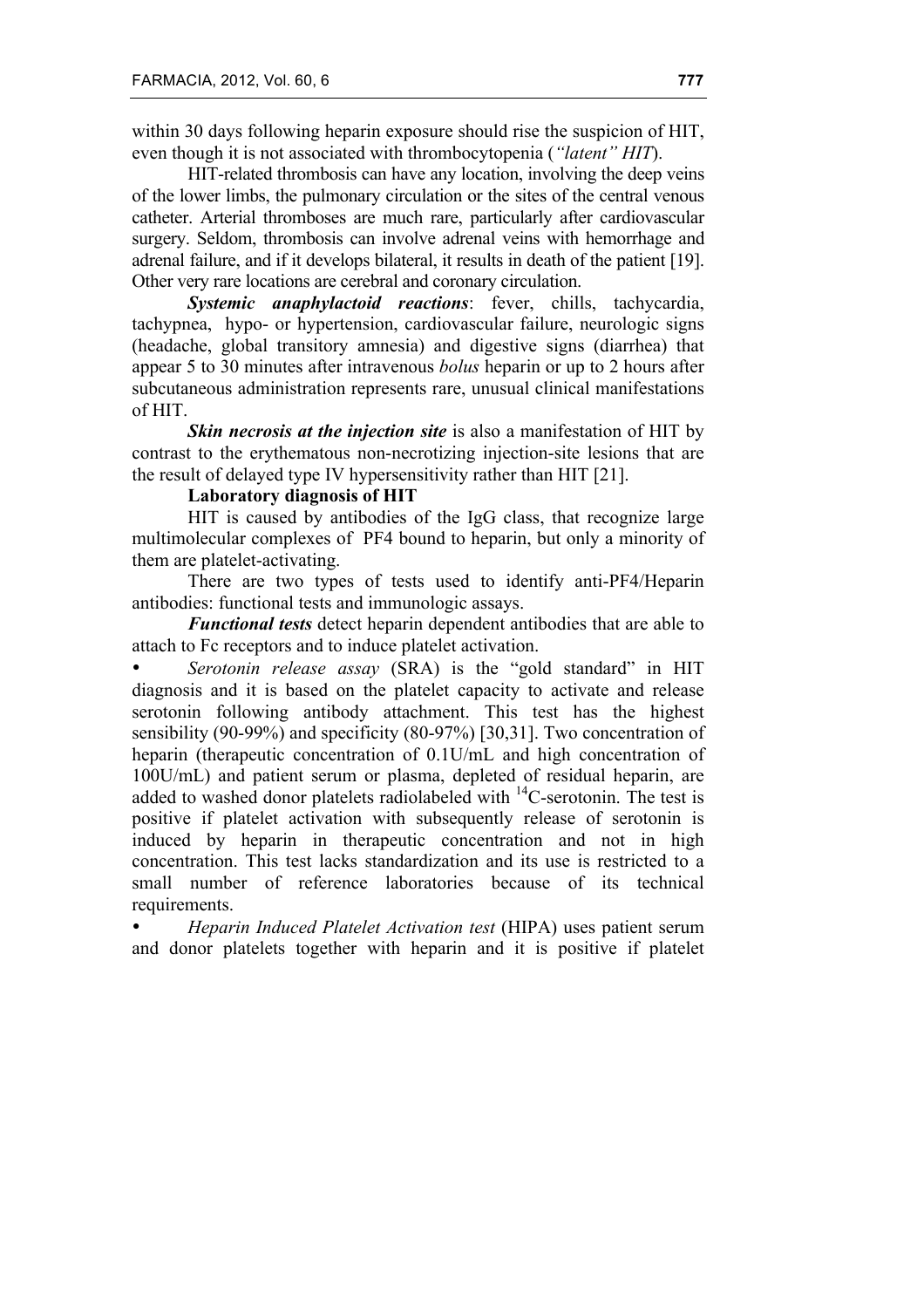within 30 days following heparin exposure should rise the suspicion of HIT, even though it is not associated with thrombocytopenia (*"latent" HIT*).

HIT-related thrombosis can have any location, involving the deep veins of the lower limbs, the pulmonary circulation or the sites of the central venous catheter. Arterial thromboses are much rare, particularly after cardiovascular surgery. Seldom, thrombosis can involve adrenal veins with hemorrhage and adrenal failure, and if it develops bilateral, it results in death of the patient [19]. Other very rare locations are cerebral and coronary circulation.

***Systemic anaphylactoid reactions***: fever, chills, tachycardia, tachypnea, hypo- or hypertension, cardiovascular failure, neurologic signs (headache, global transitory amnesia) and digestive signs (diarrhea) that appear 5 to 30 minutes after intravenous *bolus* heparin or up to 2 hours after subcutaneous administration represents rare, unusual clinical manifestations of HIT.

***Skin necrosis at the injection site*** is also a manifestation of HIT by contrast to the erythematous non-necrotizing injection-site lesions that are the result of delayed type IV hypersensitivity rather than HIT [21].

**Laboratory diagnosis of HIT**

HIT is caused by antibodies of the IgG class, that recognize large multimolecular complexes of PF4 bound to heparin, but only a minority of them are platelet-activating.

There are two types of tests used to identify anti-PF4/Heparin antibodies: functional tests and immunologic assays.

***Functional tests*** detect heparin dependent antibodies that are able to attach to Fc receptors and to induce platelet activation.

- *Serotonin release assay* (SRA) is the "gold standard" in HIT diagnosis and it is based on the platelet capacity to activate and release serotonin following antibody attachment. This test has the highest sensibility (90-99%) and specificity (80-97%) [30,31]. Two concentration of heparin (therapeutic concentration of 0.1U/mL and high concentration of 100U/mL) and patient serum or plasma, depleted of residual heparin, are added to washed donor platelets radiolabeled with $^{14}$C-serotonin. The test is positive if platelet activation with subsequently release of serotonin is induced by heparin in therapeutic concentration and not in high concentration. This test lacks standardization and its use is restricted to a small number of reference laboratories because of its technical requirements.
- *Heparin Induced Platelet Activation test* (HIPA) uses patient serum and donor platelets together with heparin and it is positive if platelet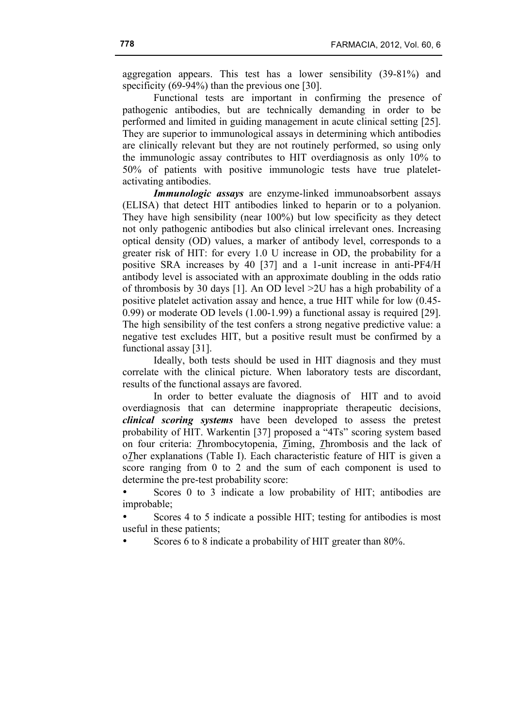aggregation appears. This test has a lower sensibility (39-81%) and specificity (69-94%) than the previous one [30].

Functional tests are important in confirming the presence of pathogenic antibodies, but are technically demanding in order to be performed and limited in guiding management in acute clinical setting [25]. They are superior to immunological assays in determining which antibodies are clinically relevant but they are not routinely performed, so using only the immunologic assay contributes to HIT overdiagnosis as only 10% to 50% of patients with positive immunologic tests have true platelet-activating antibodies.

***Immunologic assays*** are enzyme-linked immunoabsorbent assays (ELISA) that detect HIT antibodies linked to heparin or to a polyanion. They have high sensibility (near 100%) but low specificity as they detect not only pathogenic antibodies but also clinical irrelevant ones. Increasing optical density (OD) values, a marker of antibody level, corresponds to a greater risk of HIT: for every 1.0 U increase in OD, the probability for a positive SRA increases by 40 [37] and a 1-unit increase in anti-PF4/H antibody level is associated with an approximate doubling in the odds ratio of thrombosis by 30 days [1]. An OD level >2U has a high probability of a positive platelet activation assay and hence, a true HIT while for low (0.45-0.99) or moderate OD levels (1.00-1.99) a functional assay is required [29]. The high sensibility of the test confers a strong negative predictive value: a negative test excludes HIT, but a positive result must be confirmed by a functional assay [31].

Ideally, both tests should be used in HIT diagnosis and they must correlate with the clinical picture. When laboratory tests are discordant, results of the functional assays are favored.

In order to better evaluate the diagnosis of HIT and to avoid overdiagnosis that can determine inappropriate therapeutic decisions, ***clinical scoring systems*** have been developed to assess the pretest probability of HIT. Warkentin [37] proposed a "4Ts" scoring system based on four criteria: ***T***hrombocytopenia, ***T***iming, ***T***hrombosis and the lack of o***T***her explanations (Table I). Each characteristic feature of HIT is given a score ranging from 0 to 2 and the sum of each component is used to determine the pre-test probability score:

- Scores 0 to 3 indicate a low probability of HIT; antibodies are improbable;
- Scores 4 to 5 indicate a possible HIT; testing for antibodies is most useful in these patients;
- Scores 6 to 8 indicate a probability of HIT greater than 80%.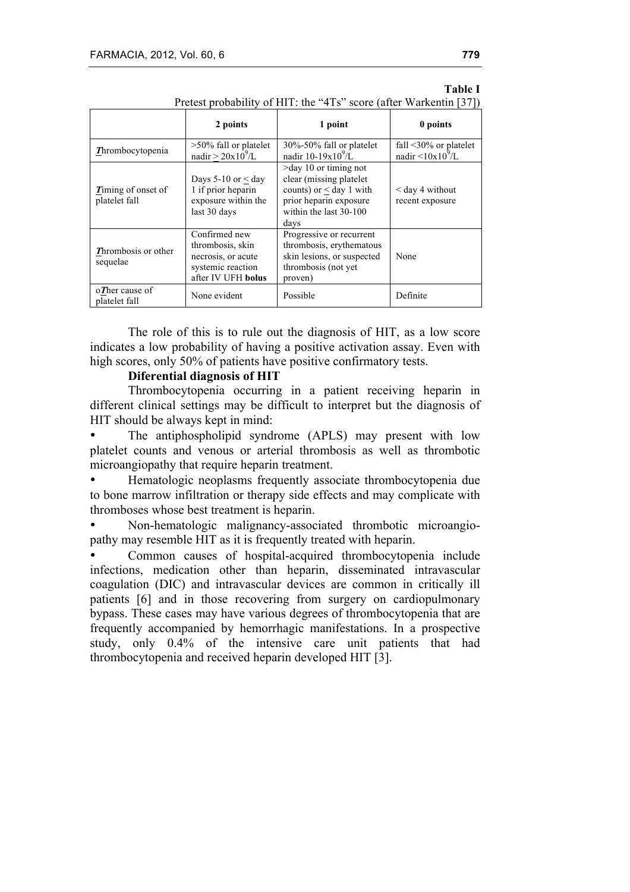**Table I**

Pretest probability of HIT: the "4Ts" score (after Warkentin [37])

| | 2 points | 1 point | 0 points |
|---|---|---|---|
| ***T***hrombocytopenia | >50% fall or platelet nadir $\geq 20x10^9$/L | 30%-50% fall or platelet nadir 10-19x$10^9$/L | fall <30% or platelet nadir <10x$10^9$/L |
| ***T***iming of onset of platelet fall | Days 5-10 or $\leq$ day 1 if prior heparin exposure within the last 30 days | >day 10 or timing not clear (missing platelet counts) or $\leq$ day 1 with prior heparin exposure within the last 30-100 days | < day 4 without recent exposure |
| ***T***hrombosis or other sequelae | Confirmed new thrombosis, skin necrosis, or acute systemic reaction after IV UFH **bolus** | Progressive or recurrent thrombosis, erythematous skin lesions, or suspected thrombosis (not yet proven) | None |
| o***T***her cause of platelet fall | None evident | Possible | Definite |

The role of this is to rule out the diagnosis of HIT, as a low score indicates a low probability of having a positive activation assay. Even with high scores, only 50% of patients have positive confirmatory tests.

**Diferential diagnosis of HIT**

Thrombocytopenia occurring in a patient receiving heparin in different clinical settings may be difficult to interpret but the diagnosis of HIT should be always kept in mind:

- The antiphospholipid syndrome (APLS) may present with low platelet counts and venous or arterial thrombosis as well as thrombotic microangiopathy that require heparin treatment.
- Hematologic neoplasms frequently associate thrombocytopenia due to bone marrow infiltration or therapy side effects and may complicate with thromboses whose best treatment is heparin.
- Non-hematologic malignancy-associated thrombotic microangiopathy may resemble HIT as it is frequently treated with heparin.
- Common causes of hospital-acquired thrombocytopenia include infections, medication other than heparin, disseminated intravascular coagulation (DIC) and intravascular devices are common in critically ill patients [6] and in those recovering from surgery on cardiopulmonary bypass. These cases may have various degrees of thrombocytopenia that are frequently accompanied by hemorrhagic manifestations. In a prospective study, only 0.4% of the intensive care unit patients that had thrombocytopenia and received heparin developed HIT [3].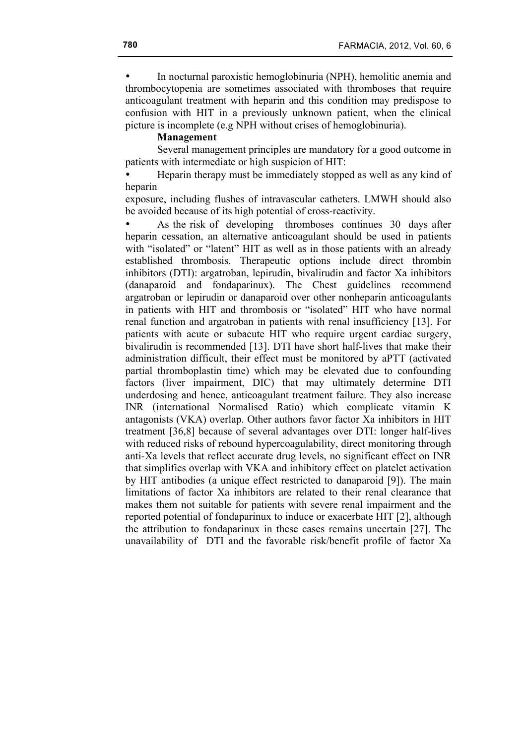- In nocturnal paroxistic hemoglobinuria (NPH), hemolitic anemia and thrombocytopenia are sometimes associated with thromboses that require anticoagulant treatment with heparin and this condition may predispose to confusion with HIT in a previously unknown patient, when the clinical picture is incomplete (e.g NPH without crises of hemoglobinuria).

**Management**

Several management principles are mandatory for a good outcome in patients with intermediate or high suspicion of HIT:

- Heparin therapy must be immediately stopped as well as any kind of heparin exposure, including flushes of intravascular catheters. LMWH should also be avoided because of its high potential of cross-reactivity.
- As the risk of developing thromboses continues 30 days after heparin cessation, an alternative anticoagulant should be used in patients with "isolated" or "latent" HIT as well as in those patients with an already established thrombosis. Therapeutic options include direct thrombin inhibitors (DTI): argatroban, lepirudin, bivalirudin and factor Xa inhibitors (danaparoid and fondaparinux). The Chest guidelines recommend argatroban or lepirudin or danaparoid over other nonheparin anticoagulants in patients with HIT and thrombosis or "isolated" HIT who have normal renal function and argatroban in patients with renal insufficiency [13]. For patients with acute or subacute HIT who require urgent cardiac surgery, bivalirudin is recommended [13]. DTI have short half-lives that make their administration difficult, their effect must be monitored by aPTT (activated partial thromboplastin time) which may be elevated due to confounding factors (liver impairment, DIC) that may ultimately determine DTI underdosing and hence, anticoagulant treatment failure. They also increase INR (international Normalised Ratio) which complicate vitamin K antagonists (VKA) overlap. Other authors favor factor Xa inhibitors in HIT treatment [36,8] because of several advantages over DTI: longer half-lives with reduced risks of rebound hypercoagulability, direct monitoring through anti-Xa levels that reflect accurate drug levels, no significant effect on INR that simplifies overlap with VKA and inhibitory effect on platelet activation by HIT antibodies (a unique effect restricted to danaparoid [9]). The main limitations of factor Xa inhibitors are related to their renal clearance that makes them not suitable for patients with severe renal impairment and the reported potential of fondaparinux to induce or exacerbate HIT [2], although the attribution to fondaparinux in these cases remains uncertain [27]. The unavailability of DTI and the favorable risk/benefit profile of factor Xa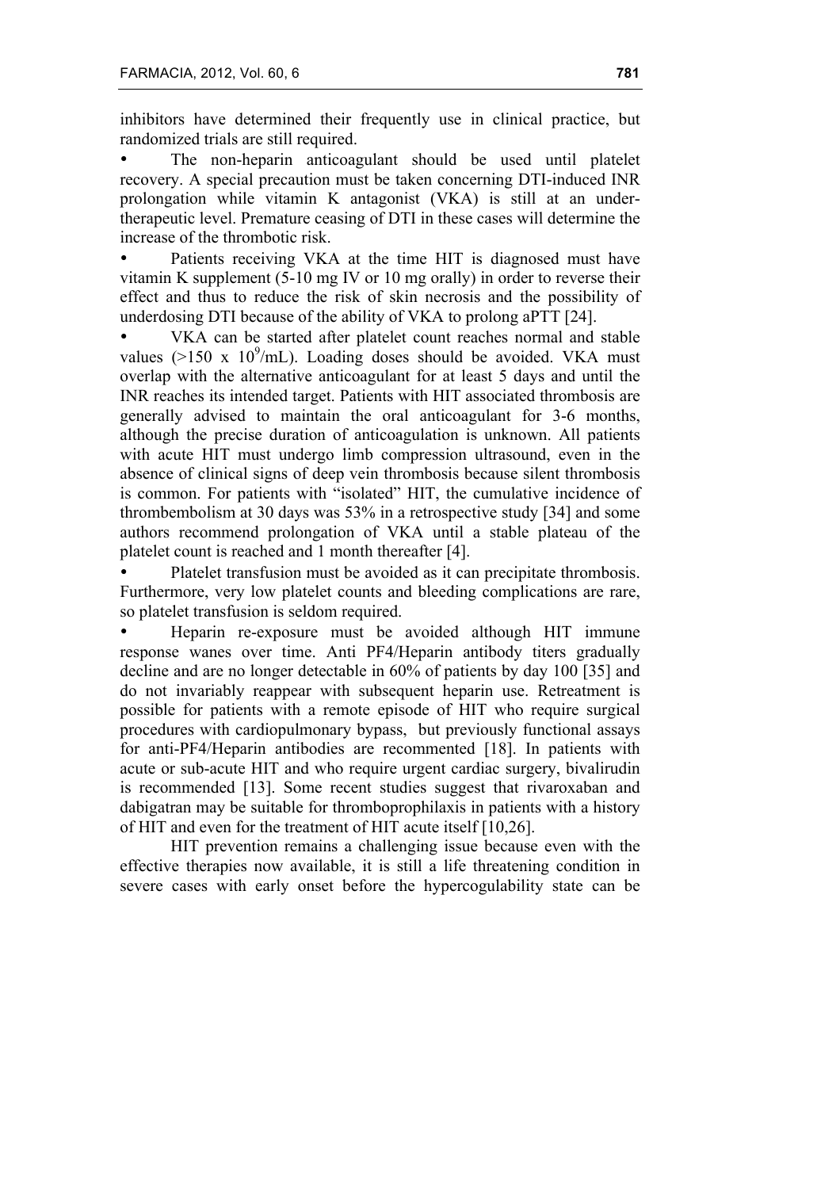inhibitors have determined their frequently use in clinical practice, but randomized trials are still required.

- The non-heparin anticoagulant should be used until platelet recovery. A special precaution must be taken concerning DTI-induced INR prolongation while vitamin K antagonist (VKA) is still at an under-therapeutic level. Premature ceasing of DTI in these cases will determine the increase of the thrombotic risk.
- Patients receiving VKA at the time HIT is diagnosed must have vitamin K supplement (5-10 mg IV or 10 mg orally) in order to reverse their effect and thus to reduce the risk of skin necrosis and the possibility of underdosing DTI because of the ability of VKA to prolong aPTT [24].
- VKA can be started after platelet count reaches normal and stable values (>150 x $10^9$/mL). Loading doses should be avoided. VKA must overlap with the alternative anticoagulant for at least 5 days and until the INR reaches its intended target. Patients with HIT associated thrombosis are generally advised to maintain the oral anticoagulant for 3-6 months, although the precise duration of anticoagulation is unknown. All patients with acute HIT must undergo limb compression ultrasound, even in the absence of clinical signs of deep vein thrombosis because silent thrombosis is common. For patients with "isolated" HIT, the cumulative incidence of thrombembolism at 30 days was 53% in a retrospective study [34] and some authors recommend prolongation of VKA until a stable plateau of the platelet count is reached and 1 month thereafter [4].
- Platelet transfusion must be avoided as it can precipitate thrombosis. Furthermore, very low platelet counts and bleeding complications are rare, so platelet transfusion is seldom required.
- Heparin re-exposure must be avoided although HIT immune response wanes over time. Anti PF4/Heparin antibody titers gradually decline and are no longer detectable in 60% of patients by day 100 [35] and do not invariably reappear with subsequent heparin use. Retreatment is possible for patients with a remote episode of HIT who require surgical procedures with cardiopulmonary bypass, but previously functional assays for anti-PF4/Heparin antibodies are recommented [18]. In patients with acute or sub-acute HIT and who require urgent cardiac surgery, bivalirudin is recommended [13]. Some recent studies suggest that rivaroxaban and dabigatran may be suitable for thromboprophilaxis in patients with a history of HIT and even for the treatment of HIT acute itself [10,26].

HIT prevention remains a challenging issue because even with the effective therapies now available, it is still a life threatening condition in severe cases with early onset before the hypercogulability state can be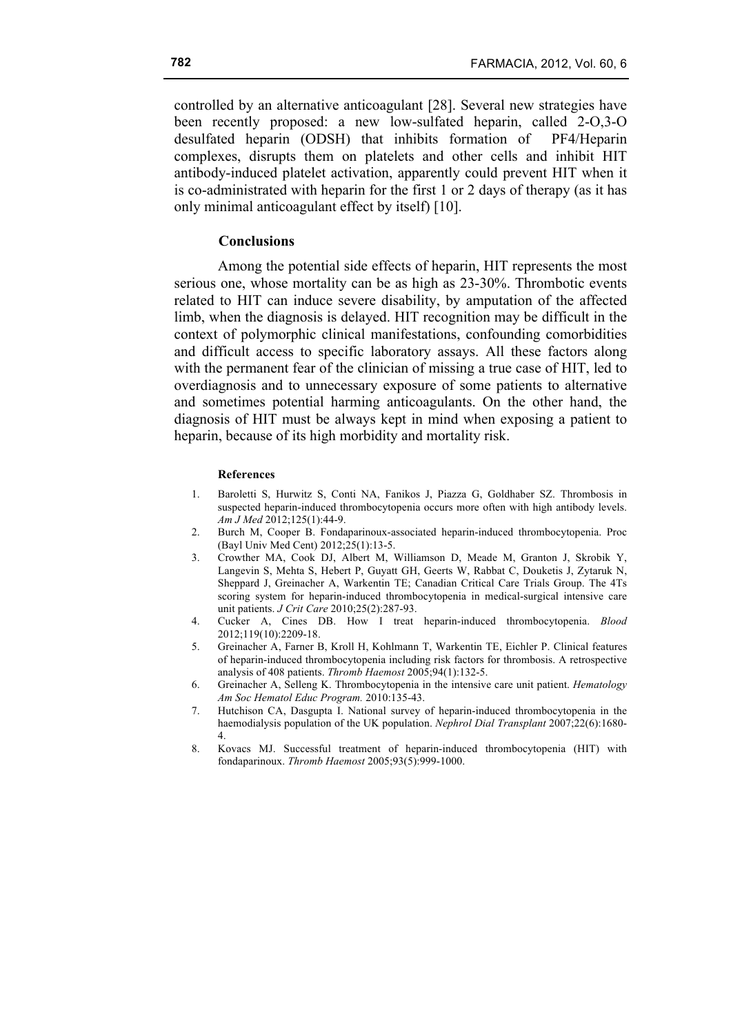controlled by an alternative anticoagulant [28]. Several new strategies have been recently proposed: a new low-sulfated heparin, called 2-O,3-O desulfated heparin (ODSH) that inhibits formation of PF4/Heparin complexes, disrupts them on platelets and other cells and inhibit HIT antibody-induced platelet activation, apparently could prevent HIT when it is co-administrated with heparin for the first 1 or 2 days of therapy (as it has only minimal anticoagulant effect by itself) [10].

## Conclusions

Among the potential side effects of heparin, HIT represents the most serious one, whose mortality can be as high as 23-30%. Thrombotic events related to HIT can induce severe disability, by amputation of the affected limb, when the diagnosis is delayed. HIT recognition may be difficult in the context of polymorphic clinical manifestations, confounding comorbidities and difficult access to specific laboratory assays. All these factors along with the permanent fear of the clinician of missing a true case of HIT, led to overdiagnosis and to unnecessary exposure of some patients to alternative and sometimes potential harming anticoagulants. On the other hand, the diagnosis of HIT must be always kept in mind when exposing a patient to heparin, because of its high morbidity and mortality risk.

### References

1. Baroletti S, Hurwitz S, Conti NA, Fanikos J, Piazza G, Goldhaber SZ. Thrombosis in suspected heparin-induced thrombocytopenia occurs more often with high antibody levels. *Am J Med* 2012;125(1):44-9.
2. Burch M, Cooper B. Fondaparinoux-associated heparin-induced thrombocytopenia. Proc (Bayl Univ Med Cent) 2012;25(1):13-5.
3. Crowther MA, Cook DJ, Albert M, Williamson D, Meade M, Granton J, Skrobik Y, Langevin S, Mehta S, Hebert P, Guyatt GH, Geerts W, Rabbat C, Douketis J, Zytaruk N, Sheppard J, Greinacher A, Warkentin TE; Canadian Critical Care Trials Group. The 4Ts scoring system for heparin-induced thrombocytopenia in medical-surgical intensive care unit patients. *J Crit Care* 2010;25(2):287-93.
4. Cucker A, Cines DB. How I treat heparin-induced thrombocytopenia. *Blood* 2012;119(10):2209-18.
5. Greinacher A, Farner B, Kroll H, Kohlmann T, Warkentin TE, Eichler P. Clinical features of heparin-induced thrombocytopenia including risk factors for thrombosis. A retrospective analysis of 408 patients. *Thromb Haemost* 2005;94(1):132-5.
6. Greinacher A, Selleng K. Thrombocytopenia in the intensive care unit patient. *Hematology Am Soc Hematol Educ Program.* 2010:135-43.
7. Hutchison CA, Dasgupta I. National survey of heparin-induced thrombocytopenia in the haemodialysis population of the UK population. *Nephrol Dial Transplant* 2007;22(6):1680-4.
8. Kovacs MJ. Successful treatment of heparin-induced thrombocytopenia (HIT) with fondaparinoux. *Thromb Haemost* 2005;93(5):999-1000.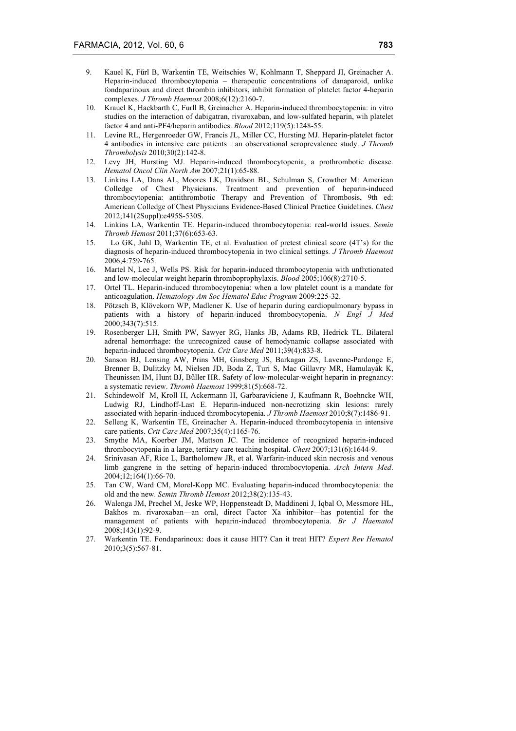9. Kauel K, Fűrl B, Warkentin TE, Weitschies W, Kohlmann T, Sheppard JI, Greinacher A. Heparin-induced thrombocytopenia – therapeutic concentrations of danaparoid, unlike fondaparinoux and direct thrombin inhibitors, inhibit formation of platelet factor 4-heparin complexes. *J Thromb Haemost* 2008;6(12):2160-7.
10. Krauel K, Hackbarth C, Furll B, Greinacher A. Heparin-induced thrombocytopenia: in vitro studies on the interaction of dabigatran, rivaroxaban, and low-sulfated heparin, wih platelet factor 4 and anti-PF4/heparin antibodies. *Blood* 2012;119(5):1248-55.
11. Levine RL, Hergenroeder GW, Francis JL, Miller CC, Hursting MJ. Heparin-platelet factor 4 antibodies in intensive care patients : an observational seroprevalence study. *J Thromb Thrombolysis* 2010;30(2):142-8.
12. Levy JH, Hursting MJ. Heparin-induced thrombocytopenia, a prothrombotic disease. *Hematol Oncol Clin North Am* 2007;21(1):65-88.
13. Linkins LA, Dans AL, Moores LK, Davidson BL, Schulman S, Crowther M: American Colledge of Chest Physicians. Treatment and prevention of heparin-induced thrombocytopenia: antithrombotic Therapy and Prevention of Thrombosis, 9th ed: American Colledge of Chest Physicians Evidence-Based Clinical Practice Guidelines. *Chest* 2012;141(2Suppl):e495S-530S.
14. Linkins LA, Warkentin TE. Heparin-induced thrombocytopenia: real-world issues. *Semin Thromb Hemost* 2011;37(6):653-63.
15. Lo GK, Juhl D, Warkentin TE, et al. Evaluation of pretest clinical score (4T's) for the diagnosis of heparin-induced thrombocytopenia in two clinical settings*. J Thromb Haemost* 2006;4:759-765.
16. Martel N, Lee J, Wells PS. Risk for heparin-induced thrombocytopenia with unfrctionated and low-molecular weight heparin thromboprophylaxis. *Blood* 2005;106(8):2710-5.
17. Ortel TL. Heparin-induced thrombocytopenia: when a low platelet count is a mandate for anticoagulation. *Hematology Am Soc Hematol Educ Program* 2009:225-32.
18. Pötzsch B, Klövekorn WP, Madlener K. Use of heparin during cardiopulmonary bypass in patients with a history of heparin-induced thrombocytopenia. *N Engl J Med* 2000;343(7):515.
19. Rosenberger LH, Smith PW, Sawyer RG, Hanks JB, Adams RB, Hedrick TL. Bilateral adrenal hemorrhage: the unrecognized cause of hemodynamic collapse associated with heparin-induced thrombocytopenia. *Crit Care Med* 2011;39(4):833-8.
20. Sanson BJ, Lensing AW, Prins MH, Ginsberg JS, Barkagan ZS, Lavenne-Pardonge E, Brenner B, Dulitzky M, Nielsen JD, Boda Z, Turi S, Mac Gillavry MR, Hamulayák K, Theunissen IM, Hunt BJ, Bűller HR. Safety of low-molecular-weight heparin in pregnancy: a systematic review. *Thromb Haemost* 1999;81(5):668-72.
21. Schindewolf M, Kroll H, Ackermann H, Garbaraviciene J, Kaufmann R, Boehncke WH, Ludwig RJ, Lindhoff-Last E. Heparin-induced non-necrotizing skin lesions: rarely associated with heparin-induced thrombocytopenia. *J Thromb Haemost* 2010;8(7):1486-91.
22. Selleng K, Warkentin TE, Greinacher A. Heparin-induced thrombocytopenia in intensive care patients. *Crit Care Med* 2007;35(4):1165-76.
23. Smythe MA, Koerber JM, Mattson JC. The incidence of recognized heparin-induced thrombocytopenia in a large, tertiary care teaching hospital. *Chest* 2007;131(6):1644-9.
24. Srinivasan AF, Rice L, Bartholomew JR, et al. Warfarin-induced skin necrosis and venous limb gangrene in the setting of heparin-induced thrombocytopenia. *Arch Intern Med*. 2004;12;164(1):66-70.
25. Tan CW, Ward CM, Morel-Kopp MC. Evaluating heparin-induced thrombocytopenia: the old and the new. *Semin Thromb Hemost* 2012;38(2):135-43.
26. Walenga JM, Prechel M, Jeske WP, Hoppensteadt D, Maddineni J, Iqbal O, Messmore HL, Bakhos m. rivaroxaban—an oral, direct Factor Xa inhibitor—has potential for the management of patients with heparin-induced thrombocytopenia. *Br J Haematol* 2008;143(1):92-9.
27. Warkentin TE. Fondaparinoux: does it cause HIT? Can it treat HIT? *Expert Rev Hematol* 2010;3(5):567-81.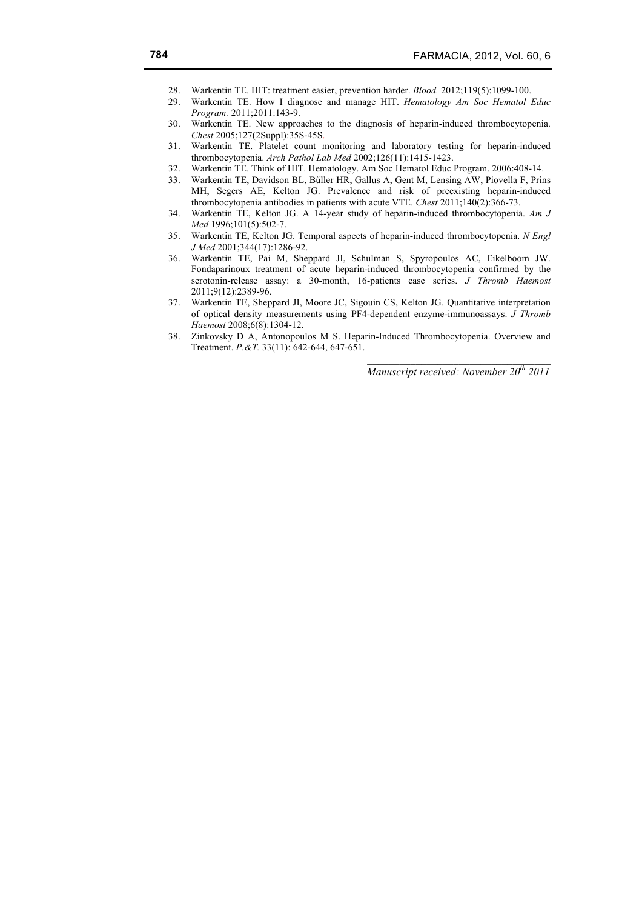28. Warkentin TE. HIT: treatment easier, prevention harder. *Blood.* 2012;119(5):1099-100.
29. Warkentin TE. How I diagnose and manage HIT. *Hematology Am Soc Hematol Educ Program.* 2011;2011:143-9.
30. Warkentin TE. New approaches to the diagnosis of heparin-induced thrombocytopenia. *Chest* 2005;127(2Suppl):35S-45S.
31. Warkentin TE. Platelet count monitoring and laboratory testing for heparin-induced thrombocytopenia. *Arch Pathol Lab Med* 2002;126(11):1415-1423.
32. Warkentin TE. Think of HIT. Hematology. Am Soc Hematol Educ Program. 2006:408-14.
33. Warkentin TE, Davidson BL, Büller HR, Gallus A, Gent M, Lensing AW, Piovella F, Prins MH, Segers AE, Kelton JG. Prevalence and risk of preexisting heparin-induced thrombocytopenia antibodies in patients with acute VTE. *Chest* 2011;140(2):366-73.
34. Warkentin TE, Kelton JG. A 14-year study of heparin-induced thrombocytopenia. *Am J Med* 1996;101(5):502-7.
35. Warkentin TE, Kelton JG. Temporal aspects of heparin-induced thrombocytopenia. *N Engl J Med* 2001;344(17):1286-92.
36. Warkentin TE, Pai M, Sheppard JI, Schulman S, Spyropoulos AC, Eikelboom JW. Fondaparinoux treatment of acute heparin-induced thrombocytopenia confirmed by the serotonin-release assay: a 30-month, 16-patients case series. *J Thromb Haemost* 2011;9(12):2389-96.
37. Warkentin TE, Sheppard JI, Moore JC, Sigouin CS, Kelton JG. Quantitative interpretation of optical density measurements using PF4-dependent enzyme-immunoassays. *J Thromb Haemost* 2008;6(8):1304-12.
38. Zinkovsky D A, Antonopoulos M S. Heparin-Induced Thrombocytopenia. Overview and Treatment. *P.&T.* 33(11): 642-644, 647-651.

*Manuscript received: November 20th 2011*